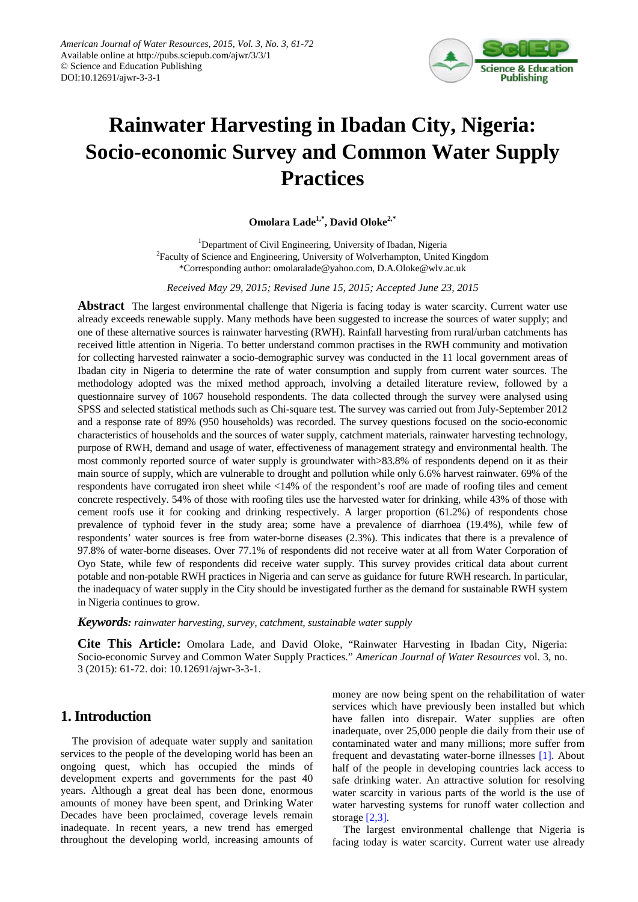# Rainwater Harvesting in Ibadan City, Nigeria: Socio-economic Survey and Common Water Supply Practices

**Omolara Lade[1,*], David Oloke[2,*]**

[1]Department of Civil Engineering, University of Ibadan, Nigeria
[2]Faculty of Science and Engineering, University of Wolverhampton, United Kingdom
*Corresponding author: omolaralade@yahoo.com, D.A.Oloke@wlv.ac.uk

*Received May 29, 2015; Revised June 15, 2015; Accepted June 23, 2015*

**Abstract** The largest environmental challenge that Nigeria is facing today is water scarcity. Current water use already exceeds renewable supply. Many methods have been suggested to increase the sources of water supply; and one of these alternative sources is rainwater harvesting (RWH). Rainfall harvesting from rural/urban catchments has received little attention in Nigeria. To better understand common practises in the RWH community and motivation for collecting harvested rainwater a socio-demographic survey was conducted in the 11 local government areas of Ibadan city in Nigeria to determine the rate of water consumption and supply from current water sources. The methodology adopted was the mixed method approach, involving a detailed literature review, followed by a questionnaire survey of 1067 household respondents. The data collected through the survey were analysed using SPSS and selected statistical methods such as Chi-square test. The survey was carried out from July-September 2012 and a response rate of 89% (950 households) was recorded. The survey questions focused on the socio-economic characteristics of households and the sources of water supply, catchment materials, rainwater harvesting technology, purpose of RWH, demand and usage of water, effectiveness of management strategy and environmental health. The most commonly reported source of water supply is groundwater with>83.8% of respondents depend on it as their main source of supply, which are vulnerable to drought and pollution while only 6.6% harvest rainwater. 69% of the respondents have corrugated iron sheet while <14% of the respondent's roof are made of roofing tiles and cement concrete respectively. 54% of those with roofing tiles use the harvested water for drinking, while 43% of those with cement roofs use it for cooking and drinking respectively. A larger proportion (61.2%) of respondents chose prevalence of typhoid fever in the study area; some have a prevalence of diarrhoea (19.4%), while few of respondents' water sources is free from water-borne diseases (2.3%). This indicates that there is a prevalence of 97.8% of water-borne diseases. Over 77.1% of respondents did not receive water at all from Water Corporation of Oyo State, while few of respondents did receive water supply. This survey provides critical data about current potable and non-potable RWH practices in Nigeria and can serve as guidance for future RWH research. In particular, the inadequacy of water supply in the City should be investigated further as the demand for sustainable RWH system in Nigeria continues to grow.

***Keywords:*** *rainwater harvesting, survey, catchment, sustainable water supply*

**Cite This Article:** Omolara Lade, and David Oloke, "Rainwater Harvesting in Ibadan City, Nigeria: Socio-economic Survey and Common Water Supply Practices." *American Journal of Water Resources* vol. 3, no. 3 (2015): 61-72. doi: 10.12691/ajwr-3-3-1.

## 1. Introduction

The provision of adequate water supply and sanitation services to the people of the developing world has been an ongoing quest, which has occupied the minds of development experts and governments for the past 40 years. Although a great deal has been done, enormous amounts of money have been spent, and Drinking Water Decades have been proclaimed, coverage levels remain inadequate. In recent years, a new trend has emerged throughout the developing world, increasing amounts of money are now being spent on the rehabilitation of water services which have previously been installed but which have fallen into disrepair. Water supplies are often inadequate, over 25,000 people die daily from their use of contaminated water and many millions; more suffer from frequent and devastating water-borne illnesses [1]. About half of the people in developing countries lack access to safe drinking water. An attractive solution for resolving water scarcity in various parts of the world is the use of water harvesting systems for runoff water collection and storage [2,3].

The largest environmental challenge that Nigeria is facing today is water scarcity. Current water use already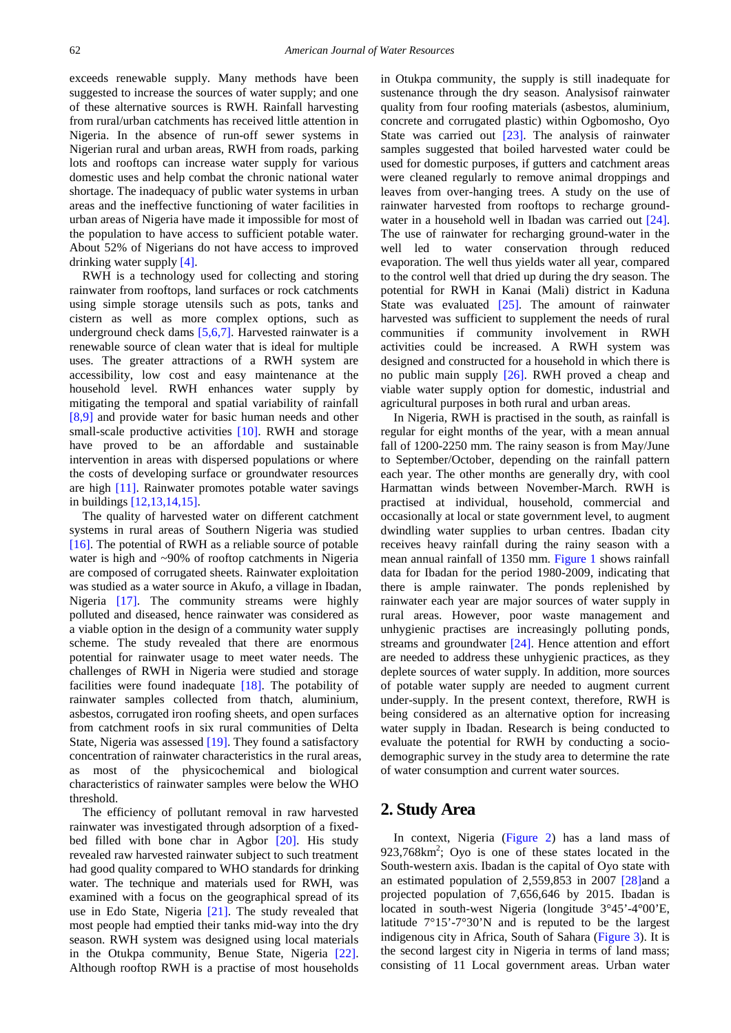exceeds renewable supply. Many methods have been suggested to increase the sources of water supply; and one of these alternative sources is RWH. Rainfall harvesting from rural/urban catchments has received little attention in Nigeria. In the absence of run-off sewer systems in Nigerian rural and urban areas, RWH from roads, parking lots and rooftops can increase water supply for various domestic uses and help combat the chronic national water shortage. The inadequacy of public water systems in urban areas and the ineffective functioning of water facilities in urban areas of Nigeria have made it impossible for most of the population to have access to sufficient potable water. About 52% of Nigerians do not have access to improved drinking water supply [4].

RWH is a technology used for collecting and storing rainwater from rooftops, land surfaces or rock catchments using simple storage utensils such as pots, tanks and cistern as well as more complex options, such as underground check dams [5,6,7]. Harvested rainwater is a renewable source of clean water that is ideal for multiple uses. The greater attractions of a RWH system are accessibility, low cost and easy maintenance at the household level. RWH enhances water supply by mitigating the temporal and spatial variability of rainfall [8,9] and provide water for basic human needs and other small-scale productive activities [10]. RWH and storage have proved to be an affordable and sustainable intervention in areas with dispersed populations or where the costs of developing surface or groundwater resources are high [11]. Rainwater promotes potable water savings in buildings [12,13,14,15].

The quality of harvested water on different catchment systems in rural areas of Southern Nigeria was studied [16]. The potential of RWH as a reliable source of potable water is high and ~90% of rooftop catchments in Nigeria are composed of corrugated sheets. Rainwater exploitation was studied as a water source in Akufo, a village in Ibadan, Nigeria [17]. The community streams were highly polluted and diseased, hence rainwater was considered as a viable option in the design of a community water supply scheme. The study revealed that there are enormous potential for rainwater usage to meet water needs. The challenges of RWH in Nigeria were studied and storage facilities were found inadequate [18]. The potability of rainwater samples collected from thatch, aluminium, asbestos, corrugated iron roofing sheets, and open surfaces from catchment roofs in six rural communities of Delta State, Nigeria was assessed [19]. They found a satisfactory concentration of rainwater characteristics in the rural areas, as most of the physicochemical and biological characteristics of rainwater samples were below the WHO threshold.

The efficiency of pollutant removal in raw harvested rainwater was investigated through adsorption of a fixed-bed filled with bone char in Agbor [20]. His study revealed raw harvested rainwater subject to such treatment had good quality compared to WHO standards for drinking water. The technique and materials used for RWH, was examined with a focus on the geographical spread of its use in Edo State, Nigeria [21]. The study revealed that most people had emptied their tanks mid-way into the dry season. RWH system was designed using local materials in the Otukpa community, Benue State, Nigeria [22]. Although rooftop RWH is a practise of most households in Otukpa community, the supply is still inadequate for sustenance through the dry season. Analysisof rainwater quality from four roofing materials (asbestos, aluminium, concrete and corrugated plastic) within Ogbomosho, Oyo State was carried out [23]. The analysis of rainwater samples suggested that boiled harvested water could be used for domestic purposes, if gutters and catchment areas were cleaned regularly to remove animal droppings and leaves from over-hanging trees. A study on the use of rainwater harvested from rooftops to recharge ground-water in a household well in Ibadan was carried out [24]. The use of rainwater for recharging ground-water in the well led to water conservation through reduced evaporation. The well thus yields water all year, compared to the control well that dried up during the dry season. The potential for RWH in Kanai (Mali) district in Kaduna State was evaluated [25]. The amount of rainwater harvested was sufficient to supplement the needs of rural communities if community involvement in RWH activities could be increased. A RWH system was designed and constructed for a household in which there is no public main supply [26]. RWH proved a cheap and viable water supply option for domestic, industrial and agricultural purposes in both rural and urban areas.

In Nigeria, RWH is practised in the south, as rainfall is regular for eight months of the year, with a mean annual fall of 1200-2250 mm. The rainy season is from May/June to September/October, depending on the rainfall pattern each year. The other months are generally dry, with cool Harmattan winds between November-March. RWH is practised at individual, household, commercial and occasionally at local or state government level, to augment dwindling water supplies to urban centres. Ibadan city receives heavy rainfall during the rainy season with a mean annual rainfall of 1350 mm. Figure 1 shows rainfall data for Ibadan for the period 1980-2009, indicating that there is ample rainwater. The ponds replenished by rainwater each year are major sources of water supply in rural areas. However, poor waste management and unhygienic practises are increasingly polluting ponds, streams and groundwater [24]. Hence attention and effort are needed to address these unhygienic practices, as they deplete sources of water supply. In addition, more sources of potable water supply are needed to augment current under-supply. In the present context, therefore, RWH is being considered as an alternative option for increasing water supply in Ibadan. Research is being conducted to evaluate the potential for RWH by conducting a socio-demographic survey in the study area to determine the rate of water consumption and current water sources.

## 2. Study Area

In context, Nigeria (Figure 2) has a land mass of 923,768km$^2$; Oyo is one of these states located in the South-western axis. Ibadan is the capital of Oyo state with an estimated population of 2,559,853 in 2007 [28]and a projected population of 7,656,646 by 2015. Ibadan is located in south-west Nigeria (longitude 3°45'-4°00'E, latitude 7°15'-7°30'N and is reputed to be the largest indigenous city in Africa, South of Sahara (Figure 3). It is the second largest city in Nigeria in terms of land mass; consisting of 11 Local government areas. Urban water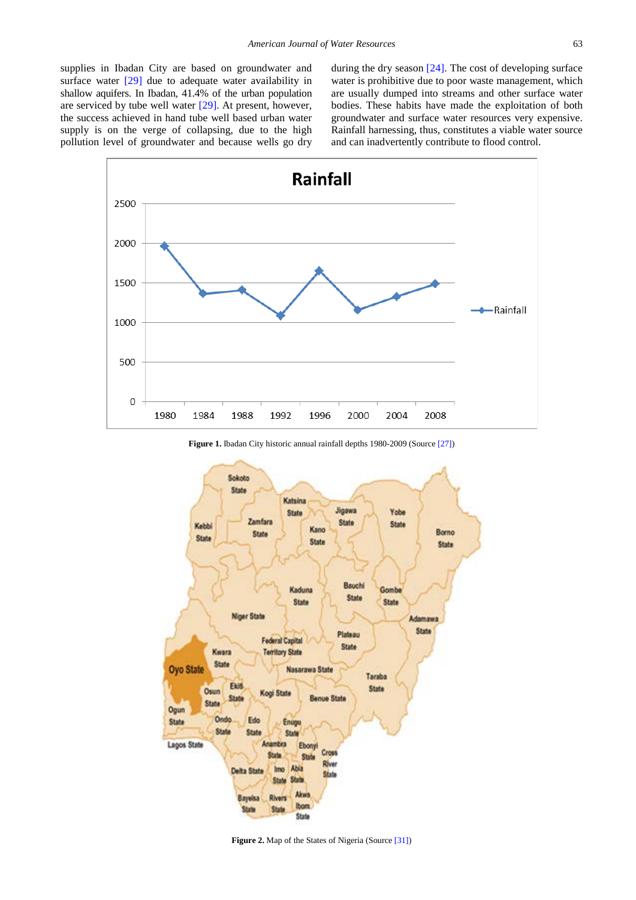supplies in Ibadan City are based on groundwater and surface water [29] due to adequate water availability in shallow aquifers. In Ibadan, 41.4% of the urban population are serviced by tube well water [29]. At present, however, the success achieved in hand tube well based urban water supply is on the verge of collapsing, due to the high pollution level of groundwater and because wells go dry during the dry season [24]. The cost of developing surface water is prohibitive due to poor waste management, which are usually dumped into streams and other surface water bodies. These habits have made the exploitation of both groundwater and surface water resources very expensive. Rainfall harnessing, thus, constitutes a viable water source and can inadvertently contribute to flood control.

**Figure 1.** Ibadan City historic annual rainfall depths 1980-2009 (Source [27])

**Figure 2.** Map of the States of Nigeria (Source [31])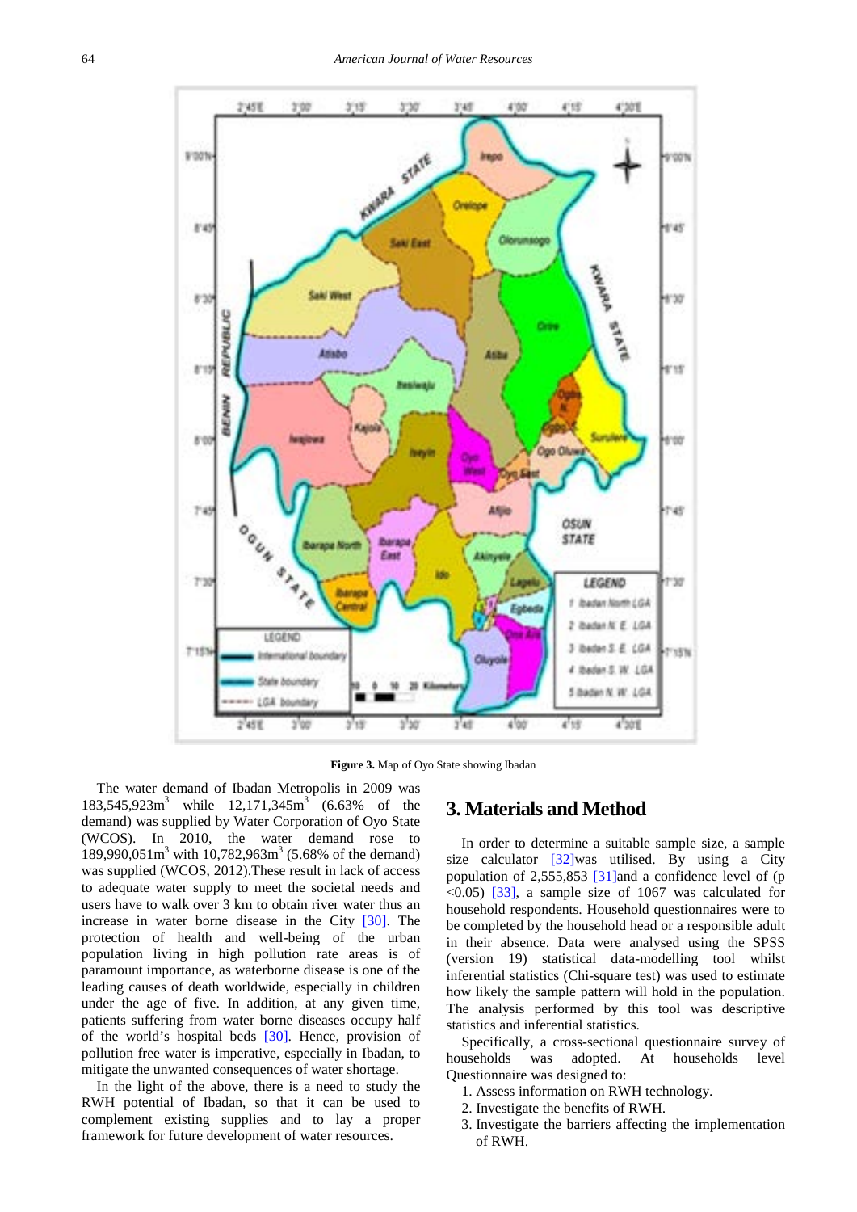Figure 3. Map of Oyo State showing Ibadan

The water demand of Ibadan Metropolis in 2009 was 183,545,923m$^3$ while 12,171,345m$^3$ (6.63% of the demand) was supplied by Water Corporation of Oyo State (WCOS). In 2010, the water demand rose to 189,990,051m$^3$ with 10,782,963m$^3$ (5.68% of the demand) was supplied (WCOS, 2012).These result in lack of access to adequate water supply to meet the societal needs and users have to walk over 3 km to obtain river water thus an increase in water borne disease in the City [30]. The protection of health and well-being of the urban population living in high pollution rate areas is of paramount importance, as waterborne disease is one of the leading causes of death worldwide, especially in children under the age of five. In addition, at any given time, patients suffering from water borne diseases occupy half of the world's hospital beds [30]. Hence, provision of pollution free water is imperative, especially in Ibadan, to mitigate the unwanted consequences of water shortage.

In the light of the above, there is a need to study the RWH potential of Ibadan, so that it can be used to complement existing supplies and to lay a proper framework for future development of water resources.

## 3. Materials and Method

In order to determine a suitable sample size, a sample size calculator [32]was utilised. By using a City population of 2,555,853 [31]and a confidence level of (p <0.05) [33], a sample size of 1067 was calculated for household respondents. Household questionnaires were to be completed by the household head or a responsible adult in their absence. Data were analysed using the SPSS (version 19) statistical data-modelling tool whilst inferential statistics (Chi-square test) was used to estimate how likely the sample pattern will hold in the population. The analysis performed by this tool was descriptive statistics and inferential statistics.

Specifically, a cross-sectional questionnaire survey of households was adopted. At households level Questionnaire was designed to:

1. Assess information on RWH technology.
2. Investigate the benefits of RWH.
3. Investigate the barriers affecting the implementation of RWH.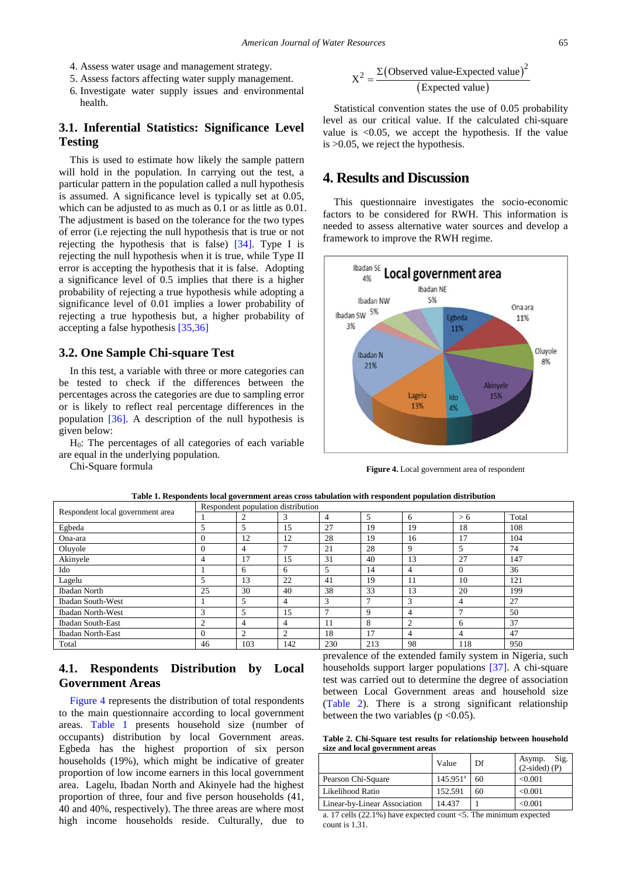4. Assess water usage and management strategy.
5. Assess factors affecting water supply management.
6. Investigate water supply issues and environmental health.

### 3.1. Inferential Statistics: Significance Level Testing

This is used to estimate how likely the sample pattern will hold in the population. In carrying out the test, a particular pattern in the population called a null hypothesis is assumed. A significance level is typically set at 0.05, which can be adjusted to as much as 0.1 or as little as 0.01. The adjustment is based on the tolerance for the two types of error (i.e rejecting the null hypothesis that is true or not rejecting the hypothesis that is false) [34]. Type I is rejecting the null hypothesis when it is true, while Type II error is accepting the hypothesis that it is false. Adopting a significance level of 0.5 implies that there is a higher probability of rejecting a true hypothesis while adopting a significance level of 0.01 implies a lower probability of rejecting a true hypothesis but, a higher probability of accepting a false hypothesis [35,36]

### 3.2. One Sample Chi-square Test

In this test, a variable with three or more categories can be tested to check if the differences between the percentages across the categories are due to sampling error or is likely to reflect real percentage differences in the population [36]. A description of the null hypothesis is given below:

$H_0$: The percentages of all categories of each variable are equal in the underlying population.

Chi-Square formula

$$X^2 = \frac{\Sigma(\text{Observed value-Expected value})^2}{(\text{Expected value})}$$

Statistical convention states the use of 0.05 probability level as our critical value. If the calculated chi-square value is <0.05, we accept the hypothesis. If the value is >0.05, we reject the hypothesis.

## 4. Results and Discussion

This questionnaire investigates the socio-economic factors to be considered for RWH. This information is needed to assess alternative water sources and develop a framework to improve the RWH regime.

**Figure 4.** Local government area of respondent

**Table 1. Respondents local government areas cross tabulation with respondent population distribution**

| Respondent local government area | Respondent population distribution | | | | | | | |
|---|---|---|---|---|---|---|---|---|
| | 1 | 2 | 3 | 4 | 5 | 6 | > 6 | Total |
| Egbeda | 5 | 5 | 15 | 27 | 19 | 19 | 18 | 108 |
| Ona-ara | 0 | 12 | 12 | 28 | 19 | 16 | 17 | 104 |
| Oluyole | 0 | 4 | 7 | 21 | 28 | 9 | 5 | 74 |
| Akinyele | 4 | 17 | 15 | 31 | 40 | 13 | 27 | 147 |
| Ido | 1 | 6 | 6 | 5 | 14 | 4 | 0 | 36 |
| Lagelu | 5 | 13 | 22 | 41 | 19 | 11 | 10 | 121 |
| Ibadan North | 25 | 30 | 40 | 38 | 33 | 13 | 20 | 199 |
| Ibadan South-West | 1 | 5 | 4 | 3 | 7 | 3 | 4 | 27 |
| Ibadan North-West | 3 | 5 | 15 | 7 | 9 | 4 | 7 | 50 |
| Ibadan South-East | 2 | 4 | 4 | 11 | 8 | 2 | 6 | 37 |
| Ibadan North-East | 0 | 2 | 2 | 18 | 17 | 4 | 4 | 47 |
| Total | 46 | 103 | 142 | 230 | 213 | 98 | 118 | 950 |

### 4.1. Respondents Distribution by Local Government Areas

Figure 4 represents the distribution of total respondents to the main questionnaire according to local government areas. Table 1 presents household size (number of occupants) distribution by local Government areas. Egbeda has the highest proportion of six person households (19%), which might be indicative of greater proportion of low income earners in this local government area. Lagelu, Ibadan North and Akinyele had the highest proportion of three, four and five person households (41, 40 and 40%, respectively). The three areas are where most high income households reside. Culturally, due to prevalence of the extended family system in Nigeria, such households support larger populations [37]. A chi-square test was carried out to determine the degree of association between Local Government areas and household size (Table 2). There is a strong significant relationship between the two variables (p <0.05).

**Table 2. Chi-Square test results for relationship between household size and local government areas**

| | Value | Df | Asymp. Sig. (2-sided) (P) |
|---|---|---|---|
| Pearson Chi-Square | 145.951[a] | 60 | <0.001 |
| Likelihood Ratio | 152.591 | 60 | <0.001 |
| Linear-by-Linear Association | 14.437 | 1 | <0.001 |

a. 17 cells (22.1%) have expected count <5. The minimum expected count is 1.31.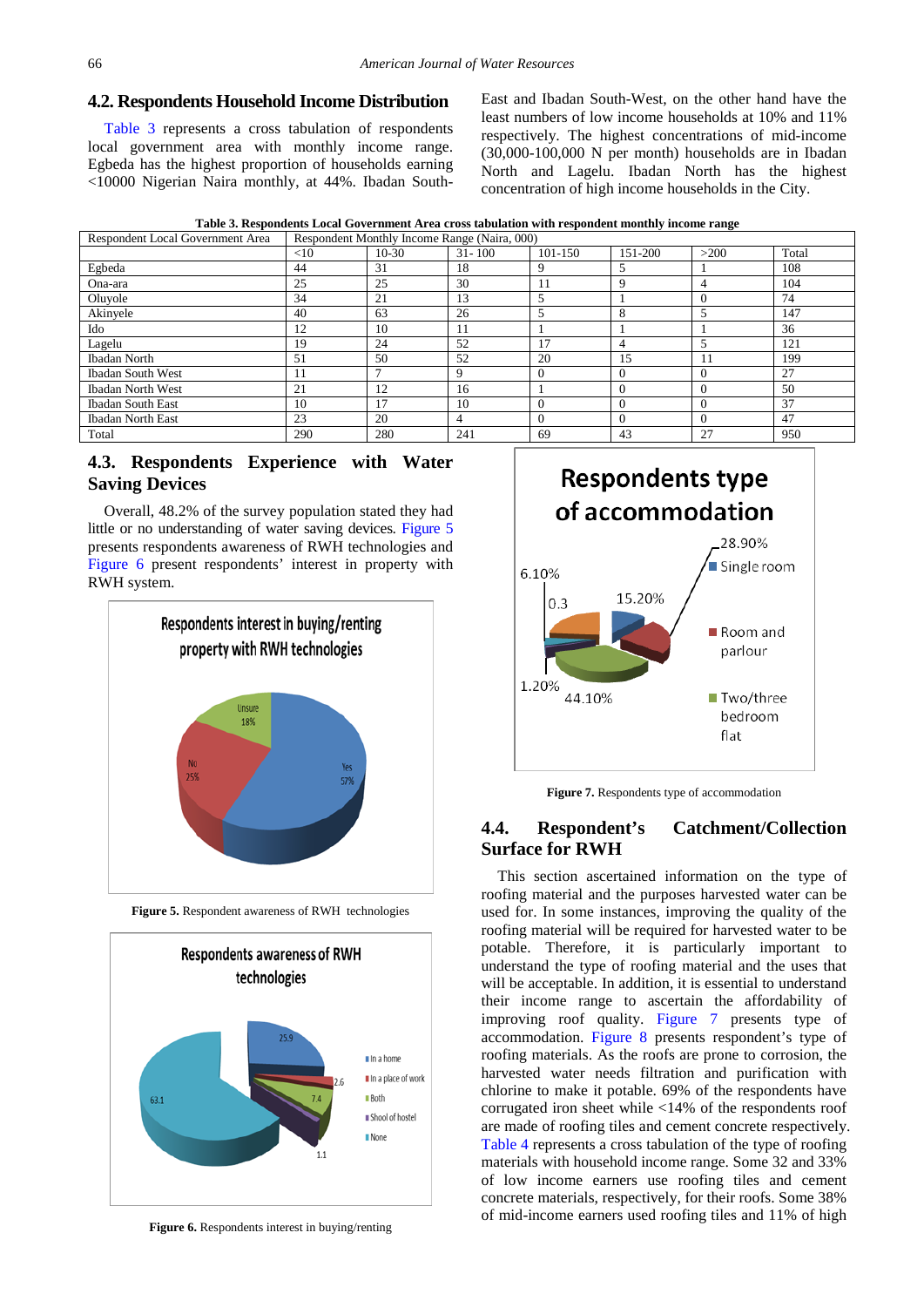## 4.2. Respondents Household Income Distribution

Table 3 represents a cross tabulation of respondents local government area with monthly income range. Egbeda has the highest proportion of households earning <10000 Nigerian Naira monthly, at 44%. Ibadan South-East and Ibadan South-West, on the other hand have the least numbers of low income households at 10% and 11% respectively. The highest concentrations of mid-income (30,000-100,000 N per month) households are in Ibadan North and Lagelu. Ibadan North has the highest concentration of high income households in the City.

**Table 3. Respondents Local Government Area cross tabulation with respondent monthly income range**

| Respondent Local Government Area | Respondent Monthly Income Range (Naira, 000) | | | | | | |
|---|---|---|---|---|---|---|---|
| | <10 | 10-30 | 31- 100 | 101-150 | 151-200 | >200 | Total |
| Egbeda | 44 | 31 | 18 | 9 | 5 | 1 | 108 |
| Ona-ara | 25 | 25 | 30 | 11 | 9 | 4 | 104 |
| Oluyole | 34 | 21 | 13 | 5 | 1 | 0 | 74 |
| Akinyele | 40 | 63 | 26 | 5 | 8 | 5 | 147 |
| Ido | 12 | 10 | 11 | 1 | 1 | 1 | 36 |
| Lagelu | 19 | 24 | 52 | 17 | 4 | 5 | 121 |
| Ibadan North | 51 | 50 | 52 | 20 | 15 | 11 | 199 |
| Ibadan South West | 11 | 7 | 9 | 0 | 0 | 0 | 27 |
| Ibadan North West | 21 | 12 | 16 | 1 | 0 | 0 | 50 |
| Ibadan South East | 10 | 17 | 10 | 0 | 0 | 0 | 37 |
| Ibadan North East | 23 | 20 | 4 | 0 | 0 | 0 | 47 |
| Total | 290 | 280 | 241 | 69 | 43 | 27 | 950 |

## 4.3. Respondents Experience with Water Saving Devices

Overall, 48.2% of the survey population stated they had little or no understanding of water saving devices. Figure 5 presents respondents awareness of RWH technologies and Figure 6 present respondents' interest in property with RWH system.

Figure 5. Respondent awareness of RWH technologies

Figure 6. Respondents interest in buying/renting

Figure 7. Respondents type of accommodation

## 4.4. Respondent's Catchment/Collection Surface for RWH

This section ascertained information on the type of roofing material and the purposes harvested water can be used for. In some instances, improving the quality of the roofing material will be required for harvested water to be potable. Therefore, it is particularly important to understand the type of roofing material and the uses that will be acceptable. In addition, it is essential to understand their income range to ascertain the affordability of improving roof quality. Figure 7 presents type of accommodation. Figure 8 presents respondent's type of roofing materials. As the roofs are prone to corrosion, the harvested water needs filtration and purification with chlorine to make it potable. 69% of the respondents have corrugated iron sheet while <14% of the respondents roof are made of roofing tiles and cement concrete respectively. Table 4 represents a cross tabulation of the type of roofing materials with household income range. Some 32 and 33% of low income earners use roofing tiles and cement concrete materials, respectively, for their roofs. Some 38% of mid-income earners used roofing tiles and 11% of high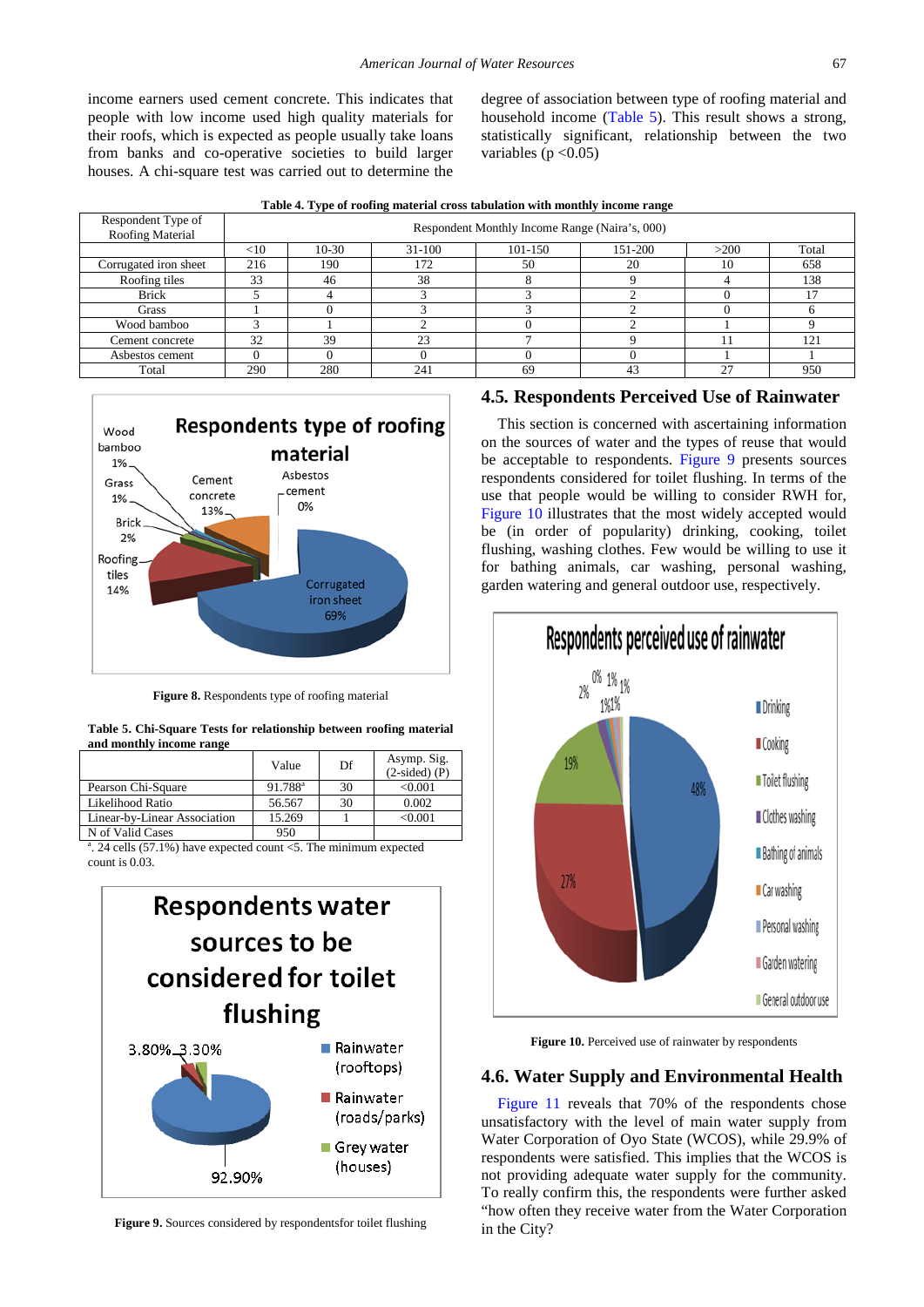income earners used cement concrete. This indicates that people with low income used high quality materials for their roofs, which is expected as people usually take loans from banks and co-operative societies to build larger houses. A chi-square test was carried out to determine the degree of association between type of roofing material and household income (Table 5). This result shows a strong, statistically significant, relationship between the two variables (p <0.05)

**Table 4. Type of roofing material cross tabulation with monthly income range**

| Respondent Type of Roofing Material | Respondent Monthly Income Range (Naira's, 000) | | | | | | |
|---|---|---|---|---|---|---|---|
| | <10 | 10-30 | 31-100 | 101-150 | 151-200 | >200 | Total |
| Corrugated iron sheet | 216 | 190 | 172 | 50 | 20 | 10 | 658 |
| Roofing tiles | 33 | 46 | 38 | 8 | 9 | 4 | 138 |
| Brick | 5 | 4 | 3 | 3 | 2 | 0 | 17 |
| Grass | 1 | 0 | 3 | 3 | 2 | 0 | 6 |
| Wood bamboo | 3 | 1 | 2 | 0 | 2 | 1 | 9 |
| Cement concrete | 32 | 39 | 23 | 7 | 9 | 11 | 121 |
| Asbestos cement | 0 | 0 | 0 | 0 | 0 | 1 | 1 |
| Total | 290 | 280 | 241 | 69 | 43 | 27 | 950 |

**Figure 8.** Respondents type of roofing material

**Table 5. Chi-Square Tests for relationship between roofing material and monthly income range**

| | Value | Df | Asymp. Sig. (2-sided) (P) |
|---|---|---|---|
| Pearson Chi-Square | 91.788[a] | 30 | <0.001 |
| Likelihood Ratio | 56.567 | 30 | 0.002 |
| Linear-by-Linear Association | 15.269 | 1 | <0.001 |
| N of Valid Cases | 950 | | |

[a]. 24 cells (57.1%) have expected count <5. The minimum expected count is 0.03.

**Figure 9.** Sources considered by respondentsfor toilet flushing

## 4.5. Respondents Perceived Use of Rainwater

This section is concerned with ascertaining information on the sources of water and the types of reuse that would be acceptable to respondents. Figure 9 presents sources respondents considered for toilet flushing. In terms of the use that people would be willing to consider RWH for, Figure 10 illustrates that the most widely accepted would be (in order of popularity) drinking, cooking, toilet flushing, washing clothes. Few would be willing to use it for bathing animals, car washing, personal washing, garden watering and general outdoor use, respectively.

**Figure 10.** Perceived use of rainwater by respondents

## 4.6. Water Supply and Environmental Health

Figure 11 reveals that 70% of the respondents chose unsatisfactory with the level of main water supply from Water Corporation of Oyo State (WCOS), while 29.9% of respondents were satisfied. This implies that the WCOS is not providing adequate water supply for the community. To really confirm this, the respondents were further asked "how often they receive water from the Water Corporation in the City?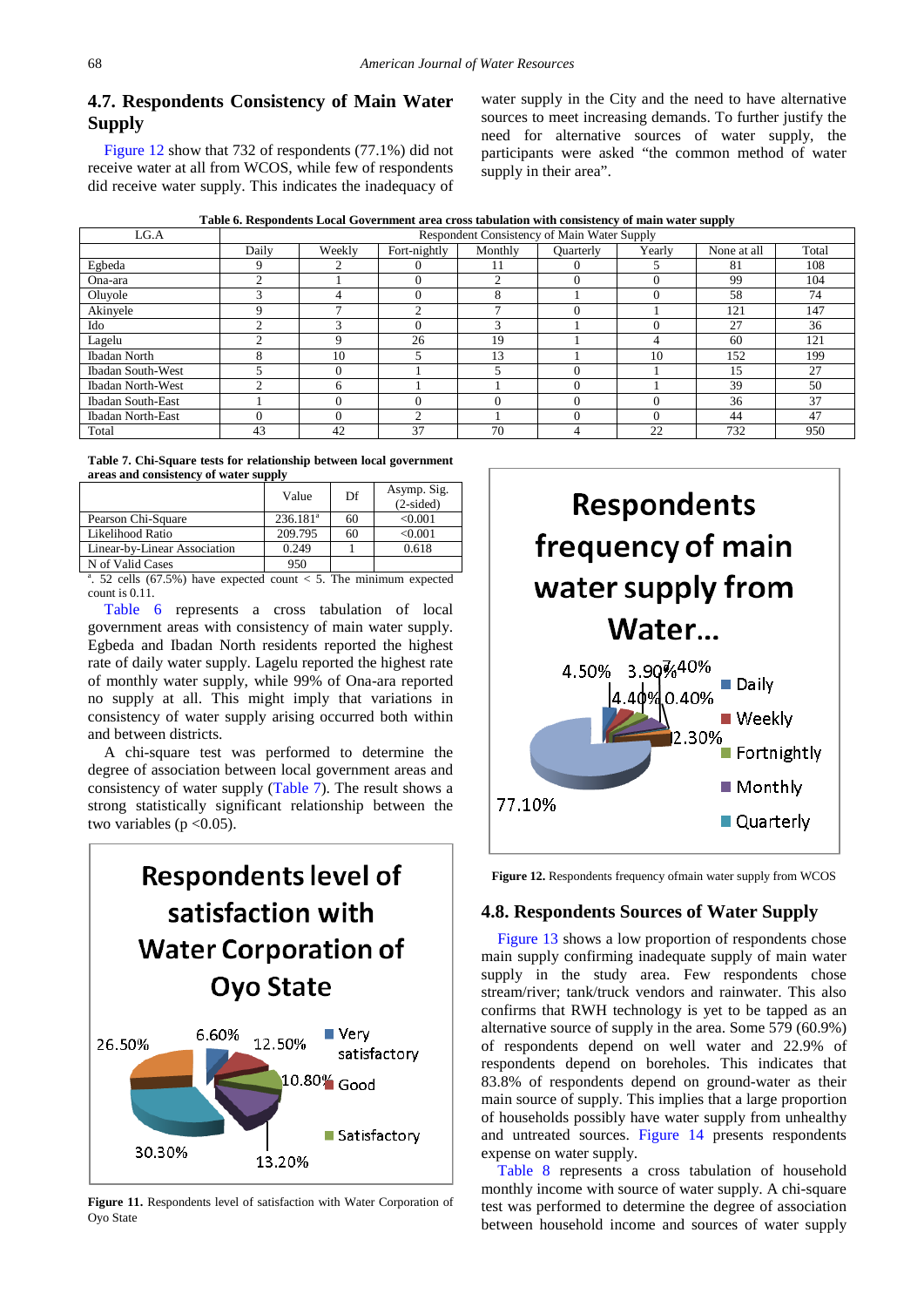### 4.7. Respondents Consistency of Main Water Supply

Figure 12 show that 732 of respondents (77.1%) did not receive water at all from WCOS, while few of respondents did receive water supply. This indicates the inadequacy of water supply in the City and the need to have alternative sources to meet increasing demands. To further justify the need for alternative sources of water supply, the participants were asked "the common method of water supply in their area".

**Table 6. Respondents Local Government area cross tabulation with consistency of main water supply**

| LG.A | Respondent Consistency of Main Water Supply | | | | | | | |
|---|---|---|---|---|---|---|---|---|
| | Daily | Weekly | Fort-nightly | Monthly | Quarterly | Yearly | None at all | Total |
| Egbeda | 9 | 2 | 0 | 11 | 0 | 5 | 81 | 108 |
| Ona-ara | 2 | 1 | 0 | 2 | 0 | 0 | 99 | 104 |
| Oluyole | 3 | 4 | 0 | 8 | 1 | 0 | 58 | 74 |
| Akinyele | 9 | 7 | 2 | 7 | 0 | 1 | 121 | 147 |
| Ido | 2 | 3 | 0 | 3 | 1 | 0 | 27 | 36 |
| Lagelu | 2 | 9 | 26 | 19 | 1 | 4 | 60 | 121 |
| Ibadan North | 8 | 10 | 5 | 13 | 1 | 10 | 152 | 199 |
| Ibadan South-West | 5 | 0 | 1 | 5 | 0 | 1 | 15 | 27 |
| Ibadan North-West | 2 | 6 | 1 | 1 | 0 | 1 | 39 | 50 |
| Ibadan South-East | 1 | 0 | 0 | 0 | 0 | 0 | 36 | 37 |
| Ibadan North-East | 0 | 0 | 2 | 1 | 0 | 0 | 44 | 47 |
| Total | 43 | 42 | 37 | 70 | 4 | 22 | 732 | 950 |

**Table 7. Chi-Square tests for relationship between local government areas and consistency of water supply**

| | Value | Df | Asymp. Sig. (2-sided) |
|---|---|---|---|
| Pearson Chi-Square | 236.181[a] | 60 | <0.001 |
| Likelihood Ratio | 209.795 | 60 | <0.001 |
| Linear-by-Linear Association | 0.249 | 1 | 0.618 |
| N of Valid Cases | 950 | | |

[a]. 52 cells (67.5%) have expected count < 5. The minimum expected count is 0.11.

Table 6 represents a cross tabulation of local government areas with consistency of main water supply. Egbeda and Ibadan North residents reported the highest rate of daily water supply. Lagelu reported the highest rate of monthly water supply, while 99% of Ona-ara reported no supply at all. This might imply that variations in consistency of water supply arising occurred both within and between districts.

A chi-square test was performed to determine the degree of association between local government areas and consistency of water supply (Table 7). The result shows a strong statistically significant relationship between the two variables ($p < 0.05$).

**Figure 11.** Respondents level of satisfaction with Water Corporation of Oyo State

**Figure 12.** Respondents frequency ofmain water supply from WCOS

### 4.8. Respondents Sources of Water Supply

Figure 13 shows a low proportion of respondents chose main supply confirming inadequate supply of main water supply in the study area. Few respondents chose stream/river; tank/truck vendors and rainwater. This also confirms that RWH technology is yet to be tapped as an alternative source of supply in the area. Some 579 (60.9%) of respondents depend on well water and 22.9% of respondents depend on boreholes. This indicates that 83.8% of respondents depend on ground-water as their main source of supply. This implies that a large proportion of households possibly have water supply from unhealthy and untreated sources. Figure 14 presents respondents expense on water supply.

Table 8 represents a cross tabulation of household monthly income with source of water supply. A chi-square test was performed to determine the degree of association between household income and sources of water supply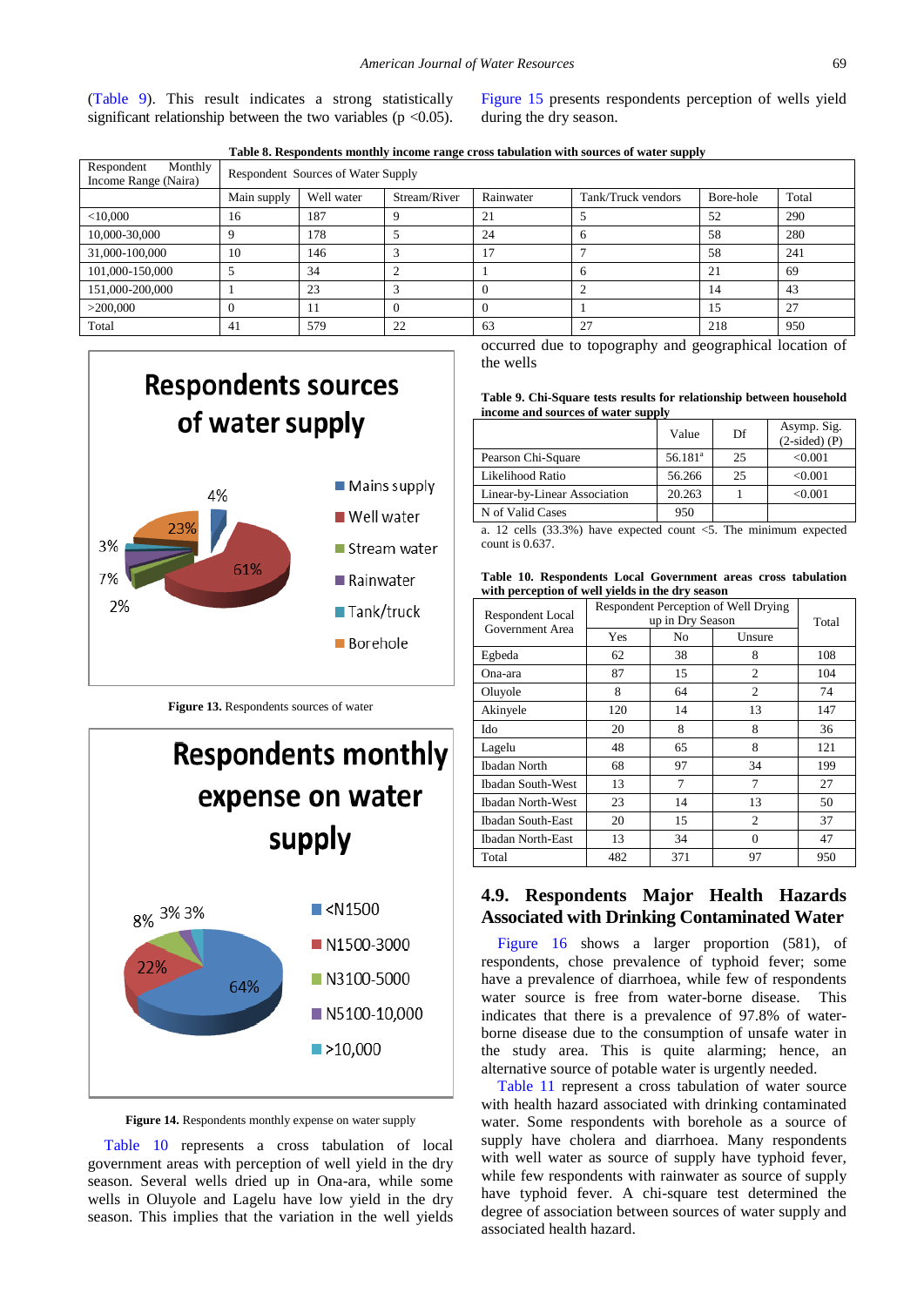(Table 9). This result indicates a strong statistically significant relationship between the two variables ($p < 0.05$).

Figure 15 presents respondents perception of wells yield during the dry season.

**Table 8. Respondents monthly income range cross tabulation with sources of water supply**

| Respondent Monthly Income Range (Naira) | Respondent Sources of Water Supply | | | | | | |
|---|---|---|---|---|---|---|---|
| | Main supply | Well water | Stream/River | Rainwater | Tank/Truck vendors | Bore-hole | Total |
| <10,000 | 16 | 187 | 9 | 21 | 5 | 52 | 290 |
| 10,000-30,000 | 9 | 178 | 5 | 24 | 6 | 58 | 280 |
| 31,000-100,000 | 10 | 146 | 3 | 17 | 7 | 58 | 241 |
| 101,000-150,000 | 5 | 34 | 2 | 1 | 6 | 21 | 69 |
| 151,000-200,000 | 1 | 23 | 3 | 0 | 2 | 14 | 43 |
| >200,000 | 0 | 11 | 0 | 0 | 1 | 15 | 27 |
| Total | 41 | 579 | 22 | 63 | 27 | 218 | 950 |

**Figure 13.** Respondents sources of water

**Figure 14.** Respondents monthly expense on water supply

Table 10 represents a cross tabulation of local government areas with perception of well yield in the dry season. Several wells dried up in Ona-ara, while some wells in Oluyole and Lagelu have low yield in the dry season. This implies that the variation in the well yields occurred due to topography and geographical location of the wells

**Table 9. Chi-Square tests results for relationship between household income and sources of water supply**

| | Value | Df | Asymp. Sig. (2-sided) (P) |
|---|---|---|---|
| Pearson Chi-Square | 56.181[a] | 25 | <0.001 |
| Likelihood Ratio | 56.266 | 25 | <0.001 |
| Linear-by-Linear Association | 20.263 | 1 | <0.001 |
| N of Valid Cases | 950 | | |

a. 12 cells (33.3%) have expected count <5. The minimum expected count is 0.637.

**Table 10. Respondents Local Government areas cross tabulation with perception of well yields in the dry season**

| Respondent Local Government Area | Respondent Perception of Well Drying up in Dry Season | | | Total |
|---|---|---|---|---|
| | Yes | No | Unsure | |
| Egbeda | 62 | 38 | 8 | 108 |
| Ona-ara | 87 | 15 | 2 | 104 |
| Oluyole | 8 | 64 | 2 | 74 |
| Akinyele | 120 | 14 | 13 | 147 |
| Ido | 20 | 8 | 8 | 36 |
| Lagelu | 48 | 65 | 8 | 121 |
| Ibadan North | 68 | 97 | 34 | 199 |
| Ibadan South-West | 13 | 7 | 7 | 27 |
| Ibadan North-West | 23 | 14 | 13 | 50 |
| Ibadan South-East | 20 | 15 | 2 | 37 |
| Ibadan North-East | 13 | 34 | 0 | 47 |
| Total | 482 | 371 | 97 | 950 |

## 4.9. Respondents Major Health Hazards Associated with Drinking Contaminated Water

Figure 16 shows a larger proportion (581), of respondents, chose prevalence of typhoid fever; some have a prevalence of diarrhoea, while few of respondents water source is free from water-borne disease. This indicates that there is a prevalence of 97.8% of water-borne disease due to the consumption of unsafe water in the study area. This is quite alarming; hence, an alternative source of potable water is urgently needed.

Table 11 represent a cross tabulation of water source with health hazard associated with drinking contaminated water. Some respondents with borehole as a source of supply have cholera and diarrhoea. Many respondents with well water as source of supply have typhoid fever, while few respondents with rainwater as source of supply have typhoid fever. A chi-square test determined the degree of association between sources of water supply and associated health hazard.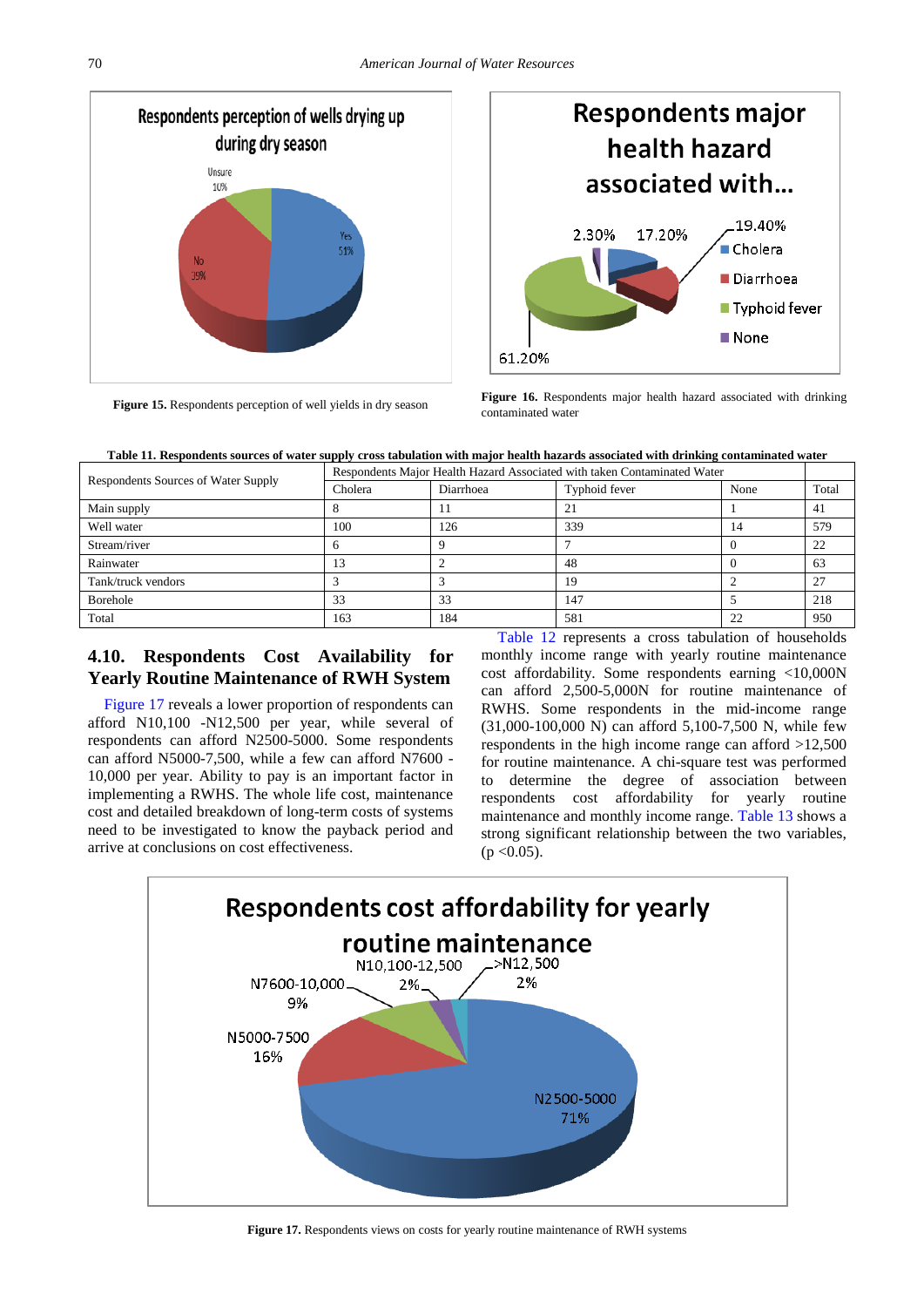**Figure 15.** Respondents perception of well yields in dry season

**Figure 16.** Respondents major health hazard associated with drinking contaminated water

**Table 11. Respondents sources of water supply cross tabulation with major health hazards associated with drinking contaminated water**

| Respondents Sources of Water Supply | Respondents Major Health Hazard Associated with taken Contaminated Water | | | | |
|---|---|---|---|---|---|
| | Cholera | Diarrhoea | Typhoid fever | None | Total |
| Main supply | 8 | 11 | 21 | 1 | 41 |
| Well water | 100 | 126 | 339 | 14 | 579 |
| Stream/river | 6 | 9 | 7 | 0 | 22 |
| Rainwater | 13 | 2 | 48 | 0 | 63 |
| Tank/truck vendors | 3 | 3 | 19 | 2 | 27 |
| Borehole | 33 | 33 | 147 | 5 | 218 |
| Total | 163 | 184 | 581 | 22 | 950 |

### 4.10. Respondents Cost Availability for Yearly Routine Maintenance of RWH System

Figure 17 reveals a lower proportion of respondents can afford N10,100 -N12,500 per year, while several of respondents can afford N2500-5000. Some respondents can afford N5000-7,500, while a few can afford N7600 - 10,000 per year. Ability to pay is an important factor in implementing a RWHS. The whole life cost, maintenance cost and detailed breakdown of long-term costs of systems need to be investigated to know the payback period and arrive at conclusions on cost effectiveness.

Table 12 represents a cross tabulation of households monthly income range with yearly routine maintenance cost affordability. Some respondents earning <10,000N can afford 2,500-5,000N for routine maintenance of RWHS. Some respondents in the mid-income range (31,000-100,000 N) can afford 5,100-7,500 N, while few respondents in the high income range can afford >12,500 for routine maintenance. A chi-square test was performed to determine the degree of association between respondents cost affordability for yearly routine maintenance and monthly income range. Table 13 shows a strong significant relationship between the two variables, ($p$ <0.05).

**Figure 17.** Respondents views on costs for yearly routine maintenance of RWH systems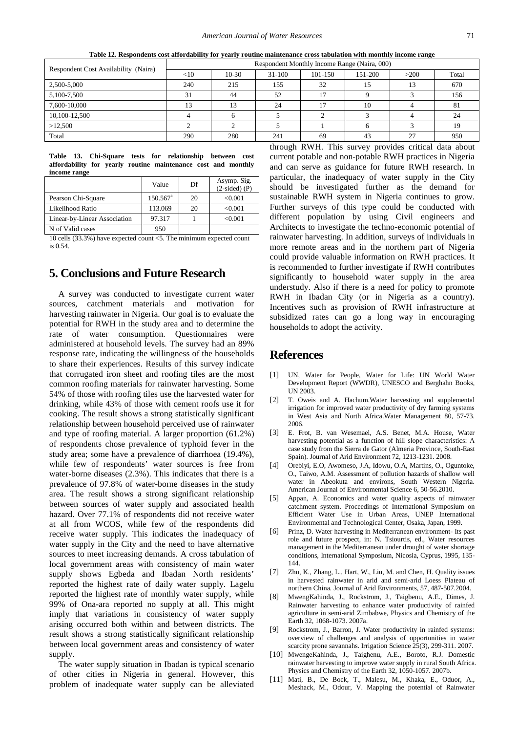**Table 12. Respondents cost affordability for yearly routine maintenance cross tabulation with monthly income range**

| Respondent Cost Availability (Naira) | Respondent Monthly Income Range (Naira, 000) | | | | | | |
|---|---|---|---|---|---|---|---|
| | <10 | 10-30 | 31-100 | 101-150 | 151-200 | >200 | Total |
| 2,500-5,000 | 240 | 215 | 155 | 32 | 15 | 13 | 670 |
| 5,100-7,500 | 31 | 44 | 52 | 17 | 9 | 3 | 156 |
| 7,600-10,000 | 13 | 13 | 24 | 17 | 10 | 4 | 81 |
| 10,100-12,500 | 4 | 6 | 5 | 2 | 3 | 4 | 24 |
| >12,500 | 2 | 2 | 5 | 1 | 6 | 3 | 19 |
| Total | 290 | 280 | 241 | 69 | 43 | 27 | 950 |

**Table 13. Chi-Square tests for relationship between cost affordability for yearly routine maintenance cost and monthly income range**

| | Value | Df | Asymp. Sig. (2-sided) (P) |
|---|---|---|---|
| Pearson Chi-Square | 150.567[a] | 20 | <0.001 |
| Likelihood Ratio | 113.069 | 20 | <0.001 |
| Linear-by-Linear Association | 97.317 | 1 | <0.001 |
| N of Valid cases | 950 | | |

10 cells (33.3%) have expected count <5. The minimum expected count is 0.54.

## 5. Conclusions and Future Research

A survey was conducted to investigate current water sources, catchment materials and motivation for harvesting rainwater in Nigeria. Our goal is to evaluate the potential for RWH in the study area and to determine the rate of water consumption. Questionnaires were administered at household levels. The survey had an 89% response rate, indicating the willingness of the households to share their experiences. Results of this survey indicate that corrugated iron sheet and roofing tiles are the most common roofing materials for rainwater harvesting. Some 54% of those with roofing tiles use the harvested water for drinking, while 43% of those with cement roofs use it for cooking. The result shows a strong statistically significant relationship between household perceived use of rainwater and type of roofing material. A larger proportion (61.2%) of respondents chose prevalence of typhoid fever in the study area; some have a prevalence of diarrhoea (19.4%), while few of respondents' water sources is free from water-borne diseases (2.3%). This indicates that there is a prevalence of 97.8% of water-borne diseases in the study area. The result shows a strong significant relationship between sources of water supply and associated health hazard. Over 77.1% of respondents did not receive water at all from WCOS, while few of the respondents did receive water supply. This indicates the inadequacy of water supply in the City and the need to have alternative sources to meet increasing demands. A cross tabulation of local government areas with consistency of main water supply shows Egbeda and Ibadan North residents' reported the highest rate of daily water supply. Lagelu reported the highest rate of monthly water supply, while 99% of Ona-ara reported no supply at all. This might imply that variations in consistency of water supply arising occurred both within and between districts. The result shows a strong statistically significant relationship between local government areas and consistency of water supply.

The water supply situation in Ibadan is typical scenario of other cities in Nigeria in general. However, this problem of inadequate water supply can be alleviated through RWH. This survey provides critical data about current potable and non-potable RWH practices in Nigeria and can serve as guidance for future RWH research. In particular, the inadequacy of water supply in the City should be investigated further as the demand for sustainable RWH system in Nigeria continues to grow. Further surveys of this type could be conducted with different population by using Civil engineers and Architects to investigate the techno-economic potential of rainwater harvesting. In addition, surveys of individuals in more remote areas and in the northern part of Nigeria could provide valuable information on RWH practices. It is recommended to further investigate if RWH contributes significantly to household water supply in the area understudy. Also if there is a need for policy to promote RWH in Ibadan City (or in Nigeria as a country). Incentives such as provision of RWH infrastructure at subsidized rates can go a long way in encouraging households to adopt the activity.

## References

[1] UN, Water for People, Water for Life: UN World Water Development Report (WWDR), UNESCO and Berghahn Books, UN 2003.

[2] T. Oweis and A. Hachum.Water harvesting and supplemental irrigation for improved water productivity of dry farming systems in West Asia and North Africa.Water Management 80, 57-73. 2006.

[3] E. Frot, B. van Wesemael, A.S. Benet, M.A. House, Water harvesting potential as a function of hill slope characteristics: A case study from the Sierra de Gator (Almeria Province, South-East Spain). Journal of Arid Environment 72, 1213-1231. 2008.

[4] Orebiyi, E.O, Awomeso, J.A, Idowu, O.A, Martins, O., Oguntoke, O., Taiwo, A.M. Assessment of pollution hazards of shallow well water in Abeokuta and environs, South Western Nigeria. American Journal of Environmental Science 6, 50-56.2010.

[5] Appan, A. Economics and water quality aspects of rainwater catchment system. Proceedings of International Symposium on Efficient Water Use in Urban Areas, UNEP International Environmental and Technological Center, Osaka, Japan, 1999.

[6] Prinz, D. Water harvesting in Mediterranean environment- Its past role and future prospect, in: N. Tsiourtis, ed., Water resources management in the Mediterranean under drought of water shortage conditions, International Symposium, Nicosia, Cyprus, 1995, 135-144.

[7] Zhu, K., Zhang, L., Hart, W., Liu, M. and Chen, H. Quality issues in harvested rainwater in arid and semi-arid Loess Plateau of northern China. Journal of Arid Environments, 57, 487-507.2004.

[8] MwengKahinda, J., Rockstrom, J., Taigbenu, A.E., Dimes, J. Rainwater harvesting to enhance water productivity of rainfed agriculture in semi-arid Zimbabwe, Physics and Chemistry of the Earth 32, 1068-1073. 2007a.

[9] Rockstrom, J., Barron, J. Water productivity in rainfed systems: overview of challenges and analysis of opportunities in water scarcity prone savannahs. Irrigation Science 25(3), 299-311. 2007.

[10] MwengeKahinda, J., Taighenu, A.E., Boroto, R.J. Domestic rainwater harvesting to improve water supply in rural South Africa. Physics and Chemistry of the Earth 32, 1050-1057. 2007b.

[11] Mati, B., De Bock, T., Malesu, M., Khaka, E., Oduor, A., Meshack, M., Odour, V. Mapping the potential of Rainwater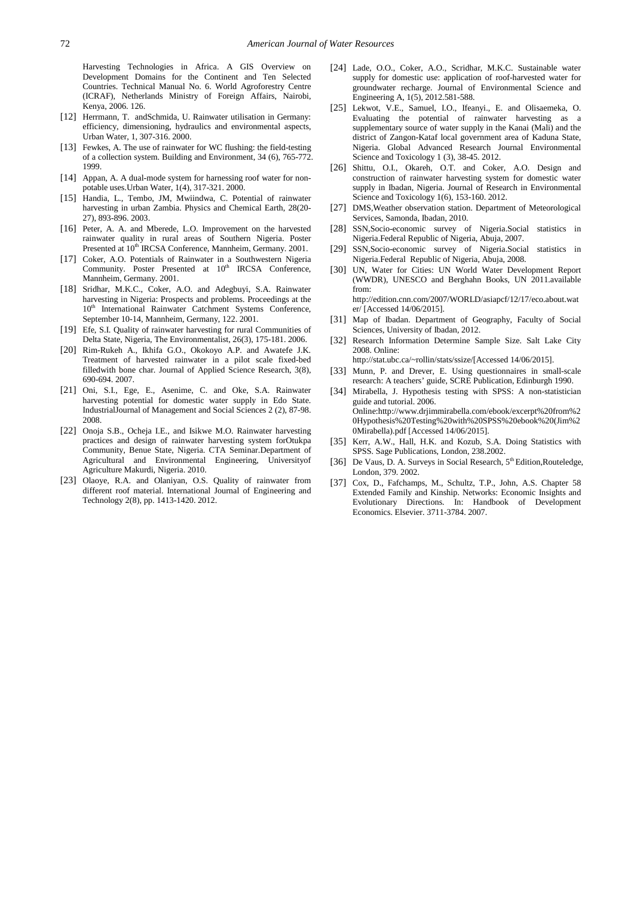Harvesting Technologies in Africa. A GIS Overview on Development Domains for the Continent and Ten Selected Countries. Technical Manual No. 6. World Agroforestry Centre (ICRAF), Netherlands Ministry of Foreign Affairs, Nairobi, Kenya, 2006. 126.

[12] Herrmann, T. andSchmida, U. Rainwater utilisation in Germany: efficiency, dimensioning, hydraulics and environmental aspects, Urban Water, 1, 307-316. 2000.

[13] Fewkes, A. The use of rainwater for WC flushing: the field-testing of a collection system. Building and Environment, 34 (6), 765-772. 1999.

[14] Appan, A. A dual-mode system for harnessing roof water for non-potable uses.Urban Water, 1(4), 317-321. 2000.

[15] Handia, L., Tembo, JM, Mwiindwa, C. Potential of rainwater harvesting in urban Zambia. Physics and Chemical Earth, 28(20-27), 893-896. 2003.

[16] Peter, A. A. and Mberede, L.O. Improvement on the harvested rainwater quality in rural areas of Southern Nigeria. Poster Presented at 10th IRCSA Conference, Mannheim, Germany. 2001.

[17] Coker, A.O. Potentials of Rainwater in a Southwestern Nigeria Community. Poster Presented at 10th IRCSA Conference, Mannheim, Germany. 2001.

[18] Sridhar, M.K.C., Coker, A.O. and Adegbuyi, S.A. Rainwater harvesting in Nigeria: Prospects and problems. Proceedings at the 10th International Rainwater Catchment Systems Conference, September 10-14, Mannheim, Germany, 122. 2001.

[19] Efe, S.I. Quality of rainwater harvesting for rural Communities of Delta State, Nigeria, The Environmentalist, 26(3), 175-181. 2006.

[20] Rim-Rukeh A., Ikhifa G.O., Okokoyo A.P. and Awatefe J.K. Treatment of harvested rainwater in a pilot scale fixed-bed filledwith bone char. Journal of Applied Science Research, 3(8), 690-694. 2007.

[21] Oni, S.I., Ege, E., Asenime, C. and Oke, S.A. Rainwater harvesting potential for domestic water supply in Edo State. IndustrialJournal of Management and Social Sciences 2 (2), 87-98. 2008.

[22] Onoja S.B., Ocheja I.E., and Isikwe M.O. Rainwater harvesting practices and design of rainwater harvesting system forOtukpa Community, Benue State, Nigeria. CTA Seminar.Department of Agricultural and Environmental Engineering, Universityof Agriculture Makurdi, Nigeria. 2010.

[23] Olaoye, R.A. and Olaniyan, O.S. Quality of rainwater from different roof material. International Journal of Engineering and Technology 2(8), pp. 1413-1420. 2012.

[24] Lade, O.O., Coker, A.O., Scridhar, M.K.C. Sustainable water supply for domestic use: application of roof-harvested water for groundwater recharge. Journal of Environmental Science and Engineering A, 1(5), 2012.581-588.

[25] Lekwot, V.E., Samuel, I.O., Ifeanyi., E. and Olisaemeka, O. Evaluating the potential of rainwater harvesting as a supplementary source of water supply in the Kanai (Mali) and the district of Zangon-Kataf local government area of Kaduna State, Nigeria. Global Advanced Research Journal Environmental Science and Toxicology 1 (3), 38-45. 2012.

[26] Shittu, O.I., Okareh, O.T. and Coker, A.O. Design and construction of rainwater harvesting system for domestic water supply in Ibadan, Nigeria. Journal of Research in Environmental Science and Toxicology 1(6), 153-160. 2012.

[27] DMS,Weather observation station. Department of Meteorological Services, Samonda, Ibadan, 2010.

[28] SSN,Socio-economic survey of Nigeria.Social statistics in Nigeria.Federal Republic of Nigeria, Abuja, 2007.

[29] SSN,Socio-economic survey of Nigeria.Social statistics in Nigeria.Federal Republic of Nigeria, Abuja, 2008.

[30] UN, Water for Cities: UN World Water Development Report (WWDR), UNESCO and Berghahn Books, UN 2011.available from: http://edition.cnn.com/2007/WORLD/asiapcf/12/17/eco.about.water/ [Accessed 14/06/2015].

[31] Map of Ibadan. Department of Geography, Faculty of Social Sciences, University of Ibadan, 2012.

[32] Research Information Determine Sample Size. Salt Lake City 2008. Online: http://stat.ubc.ca/~rollin/stats/ssize/[Accessed 14/06/2015].

[33] Munn, P. and Drever, E. Using questionnaires in small-scale research: A teachers' guide, SCRE Publication, Edinburgh 1990.

[34] Mirabella, J. Hypothesis testing with SPSS: A non-statistician guide and tutorial. 2006. Online:http://www.drjimmirabella.com/ebook/excerpt%20from%20Hypothesis%20Testing%20with%20SPSS%20ebook%20(Jim%20Mirabella).pdf [Accessed 14/06/2015].

[35] Kerr, A.W., Hall, H.K. and Kozub, S.A. Doing Statistics with SPSS. Sage Publications, London, 238.2002.

[36] De Vaus, D. A. Surveys in Social Research, 5th Edition,Routeledge, London, 379. 2002.

[37] Cox, D., Fafchamps, M., Schultz, T.P., John, A.S. Chapter 58 Extended Family and Kinship. Networks: Economic Insights and Evolutionary Directions. In: Handbook of Development Economics. Elsevier. 3711-3784. 2007.